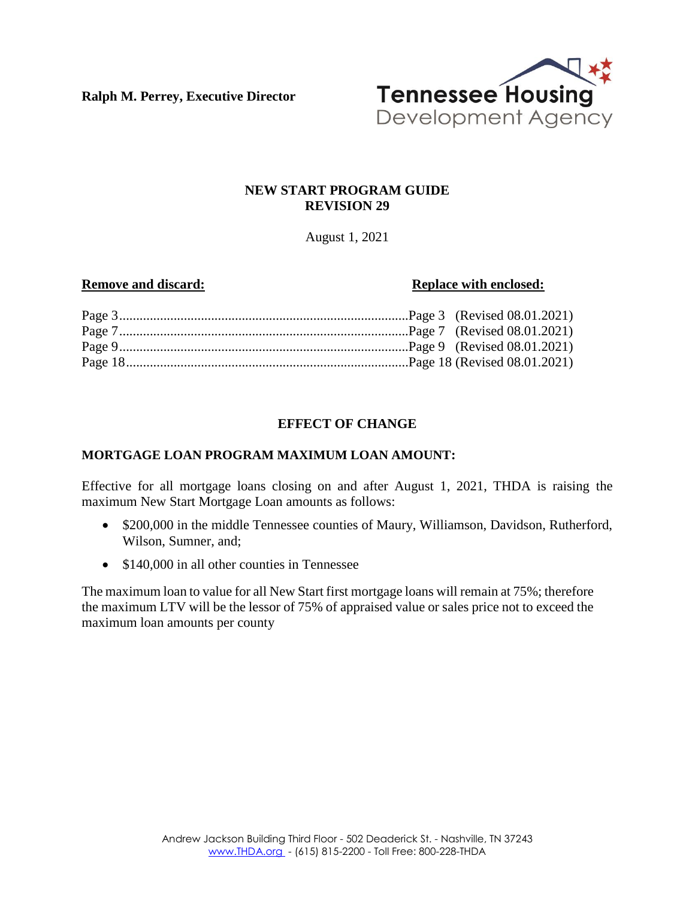**Ralph M. Perrey, Executive Director**

Tennessee Housing Development Agency

# NEW START PROGRAM GUIDE
# REVISION 29

August 1, 2021

| **Remove and discard:** | **Replace with enclosed:** |
|---|---|
| Page 3 | Page 3 (Revised 08.01.2021) |
| Page 7 | Page 7 (Revised 08.01.2021) |
| Page 9 | Page 9 (Revised 08.01.2021) |
| Page 18 | Page 18 (Revised 08.01.2021) |

## EFFECT OF CHANGE

### MORTGAGE LOAN PROGRAM MAXIMUM LOAN AMOUNT:

Effective for all mortgage loans closing on and after August 1, 2021, THDA is raising the maximum New Start Mortgage Loan amounts as follows:

- $200,000 in the middle Tennessee counties of Maury, Williamson, Davidson, Rutherford, Wilson, Sumner, and;
- $140,000 in all other counties in Tennessee

The maximum loan to value for all New Start first mortgage loans will remain at 75%; therefore the maximum LTV will be the lessor of 75% of appraised value or sales price not to exceed the maximum loan amounts per county

Andrew Jackson Building Third Floor - 502 Deaderick St. - Nashville, TN 37243
www.THDA.org - (615) 815-2200 - Toll Free: 800-228-THDA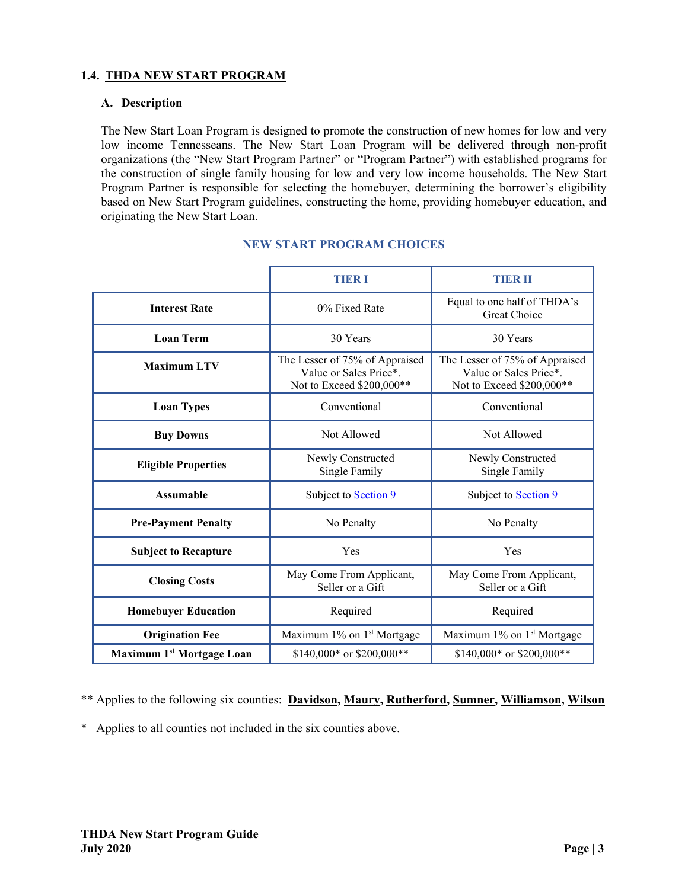## 1.4. THDA NEW START PROGRAM

### A. Description

The New Start Loan Program is designed to promote the construction of new homes for low and very low income Tennesseans. The New Start Loan Program will be delivered through non-profit organizations (the "New Start Program Partner" or "Program Partner") with established programs for the construction of single family housing for low and very low income households. The New Start Program Partner is responsible for selecting the homebuyer, determining the borrower's eligibility based on New Start Program guidelines, constructing the home, providing homebuyer education, and originating the New Start Loan.

**NEW START PROGRAM CHOICES**

| | TIER I | TIER II |
|---|---|---|
| **Interest Rate** | 0% Fixed Rate | Equal to one half of THDA's Great Choice |
| **Loan Term** | 30 Years | 30 Years |
| **Maximum LTV** | The Lesser of 75% of Appraised Value or Sales Price*. Not to Exceed $200,000** | The Lesser of 75% of Appraised Value or Sales Price*. Not to Exceed $200,000** |
| **Loan Types** | Conventional | Conventional |
| **Buy Downs** | Not Allowed | Not Allowed |
| **Eligible Properties** | Newly Constructed Single Family | Newly Constructed Single Family |
| **Assumable** | Subject to Section 9 | Subject to Section 9 |
| **Pre-Payment Penalty** | No Penalty | No Penalty |
| **Subject to Recapture** | Yes | Yes |
| **Closing Costs** | May Come From Applicant, Seller or a Gift | May Come From Applicant, Seller or a Gift |
| **Homebuyer Education** | Required | Required |
| **Origination Fee** | Maximum 1% on 1st Mortgage | Maximum 1% on 1st Mortgage |
| **Maximum 1st Mortgage Loan** | $140,000* or $200,000** | $140,000* or $200,000** |

** Applies to the following six counties: **Davidson, Maury, Rutherford, Sumner, Williamson, Wilson**

* Applies to all counties not included in the six counties above.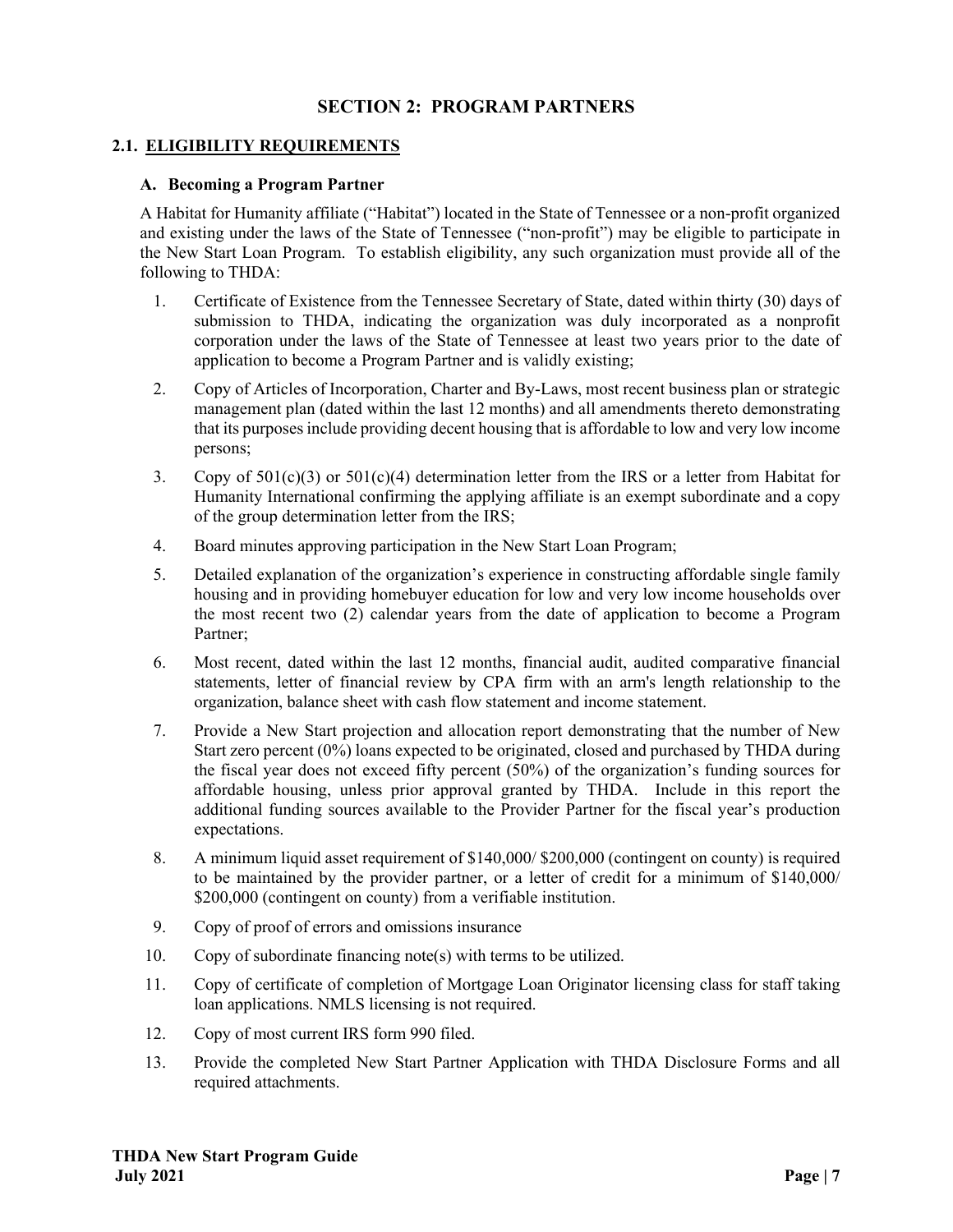# SECTION 2: PROGRAM PARTNERS

## 2.1. ELIGIBILITY REQUIREMENTS

### A. Becoming a Program Partner

A Habitat for Humanity affiliate ("Habitat") located in the State of Tennessee or a non-profit organized and existing under the laws of the State of Tennessee ("non-profit") may be eligible to participate in the New Start Loan Program. To establish eligibility, any such organization must provide all of the following to THDA:

1. Certificate of Existence from the Tennessee Secretary of State, dated within thirty (30) days of submission to THDA, indicating the organization was duly incorporated as a nonprofit corporation under the laws of the State of Tennessee at least two years prior to the date of application to become a Program Partner and is validly existing;
2. Copy of Articles of Incorporation, Charter and By-Laws, most recent business plan or strategic management plan (dated within the last 12 months) and all amendments thereto demonstrating that its purposes include providing decent housing that is affordable to low and very low income persons;
3. Copy of 501(c)(3) or 501(c)(4) determination letter from the IRS or a letter from Habitat for Humanity International confirming the applying affiliate is an exempt subordinate and a copy of the group determination letter from the IRS;
4. Board minutes approving participation in the New Start Loan Program;
5. Detailed explanation of the organization's experience in constructing affordable single family housing and in providing homebuyer education for low and very low income households over the most recent two (2) calendar years from the date of application to become a Program Partner;
6. Most recent, dated within the last 12 months, financial audit, audited comparative financial statements, letter of financial review by CPA firm with an arm's length relationship to the organization, balance sheet with cash flow statement and income statement.
7. Provide a New Start projection and allocation report demonstrating that the number of New Start zero percent (0%) loans expected to be originated, closed and purchased by THDA during the fiscal year does not exceed fifty percent (50%) of the organization's funding sources for affordable housing, unless prior approval granted by THDA. Include in this report the additional funding sources available to the Provider Partner for the fiscal year's production expectations.
8. A minimum liquid asset requirement of \$140,000/ \$200,000 (contingent on county) is required to be maintained by the provider partner, or a letter of credit for a minimum of \$140,000/ \$200,000 (contingent on county) from a verifiable institution.
9. Copy of proof of errors and omissions insurance
10. Copy of subordinate financing note(s) with terms to be utilized.
11. Copy of certificate of completion of Mortgage Loan Originator licensing class for staff taking loan applications. NMLS licensing is not required.
12. Copy of most current IRS form 990 filed.
13. Provide the completed New Start Partner Application with THDA Disclosure Forms and all required attachments.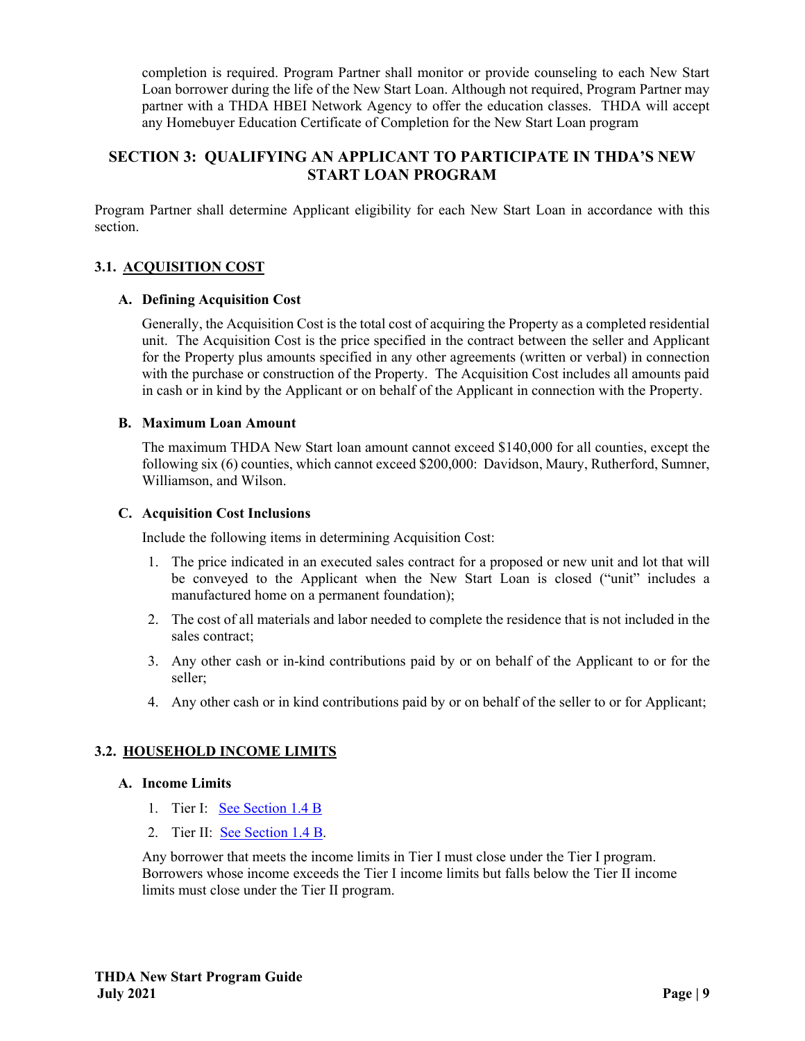completion is required. Program Partner shall monitor or provide counseling to each New Start Loan borrower during the life of the New Start Loan. Although not required, Program Partner may partner with a THDA HBEI Network Agency to offer the education classes. THDA will accept any Homebuyer Education Certificate of Completion for the New Start Loan program

## SECTION 3: QUALIFYING AN APPLICANT TO PARTICIPATE IN THDA'S NEW START LOAN PROGRAM

Program Partner shall determine Applicant eligibility for each New Start Loan in accordance with this section.

### 3.1. ACQUISITION COST

#### A. Defining Acquisition Cost

Generally, the Acquisition Cost is the total cost of acquiring the Property as a completed residential unit. The Acquisition Cost is the price specified in the contract between the seller and Applicant for the Property plus amounts specified in any other agreements (written or verbal) in connection with the purchase or construction of the Property. The Acquisition Cost includes all amounts paid in cash or in kind by the Applicant or on behalf of the Applicant in connection with the Property.

#### B. Maximum Loan Amount

The maximum THDA New Start loan amount cannot exceed $140,000 for all counties, except the following six (6) counties, which cannot exceed $200,000: Davidson, Maury, Rutherford, Sumner, Williamson, and Wilson.

#### C. Acquisition Cost Inclusions

Include the following items in determining Acquisition Cost:

1. The price indicated in an executed sales contract for a proposed or new unit and lot that will be conveyed to the Applicant when the New Start Loan is closed ("unit" includes a manufactured home on a permanent foundation);
2. The cost of all materials and labor needed to complete the residence that is not included in the sales contract;
3. Any other cash or in-kind contributions paid by or on behalf of the Applicant to or for the seller;
4. Any other cash or in kind contributions paid by or on behalf of the seller to or for Applicant;

### 3.2. HOUSEHOLD INCOME LIMITS

#### A. Income Limits

1. Tier I: See Section 1.4 B
2. Tier II: See Section 1.4 B.

Any borrower that meets the income limits in Tier I must close under the Tier I program. Borrowers whose income exceeds the Tier I income limits but falls below the Tier II income limits must close under the Tier II program.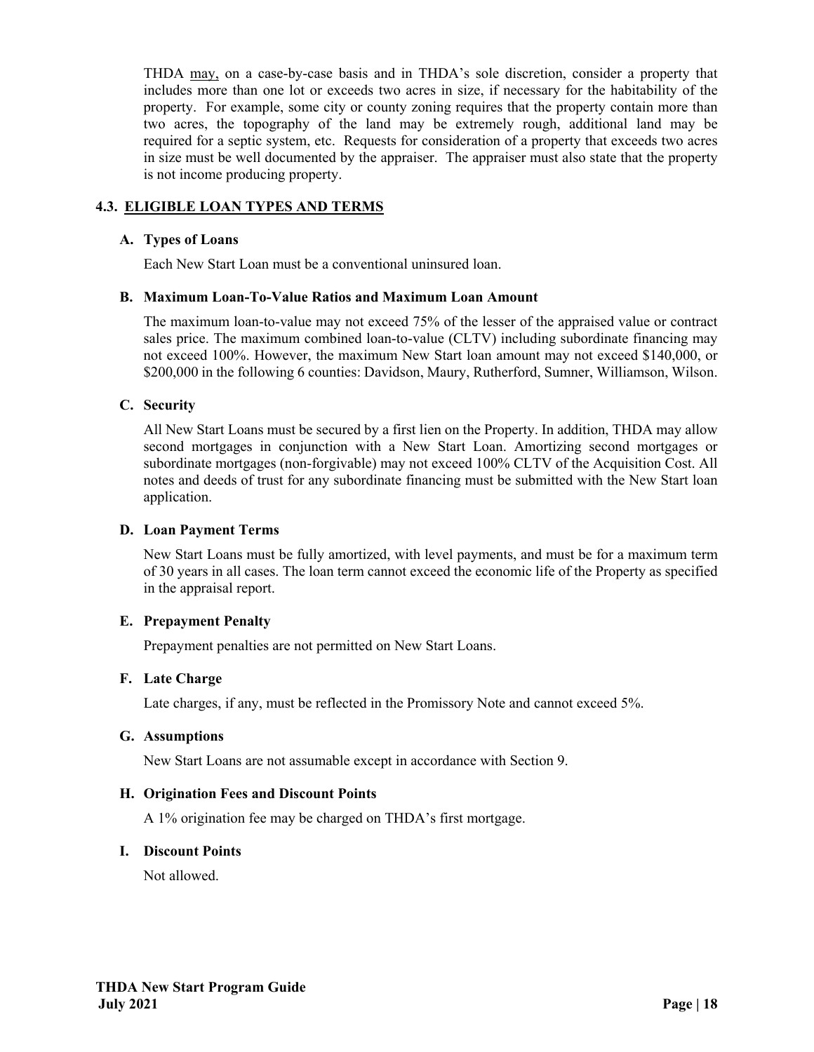THDA <u>may,</u> on a case-by-case basis and in THDA's sole discretion, consider a property that includes more than one lot or exceeds two acres in size, if necessary for the habitability of the property. For example, some city or county zoning requires that the property contain more than two acres, the topography of the land may be extremely rough, additional land may be required for a septic system, etc. Requests for consideration of a property that exceeds two acres in size must be well documented by the appraiser. The appraiser must also state that the property is not income producing property.

## 4.3. <u>ELIGIBLE LOAN TYPES AND TERMS</u>

### A. Types of Loans

Each New Start Loan must be a conventional uninsured loan.

### B. Maximum Loan-To-Value Ratios and Maximum Loan Amount

The maximum loan-to-value may not exceed 75% of the lesser of the appraised value or contract sales price. The maximum combined loan-to-value (CLTV) including subordinate financing may not exceed 100%. However, the maximum New Start loan amount may not exceed $140,000, or $200,000 in the following 6 counties: Davidson, Maury, Rutherford, Sumner, Williamson, Wilson.

### C. Security

All New Start Loans must be secured by a first lien on the Property. In addition, THDA may allow second mortgages in conjunction with a New Start Loan. Amortizing second mortgages or subordinate mortgages (non-forgivable) may not exceed 100% CLTV of the Acquisition Cost. All notes and deeds of trust for any subordinate financing must be submitted with the New Start loan application.

### D. Loan Payment Terms

New Start Loans must be fully amortized, with level payments, and must be for a maximum term of 30 years in all cases. The loan term cannot exceed the economic life of the Property as specified in the appraisal report.

### E. Prepayment Penalty

Prepayment penalties are not permitted on New Start Loans.

### F. Late Charge

Late charges, if any, must be reflected in the Promissory Note and cannot exceed 5%.

### G. Assumptions

New Start Loans are not assumable except in accordance with Section 9.

### H. Origination Fees and Discount Points

A 1% origination fee may be charged on THDA's first mortgage.

### I. Discount Points

Not allowed.